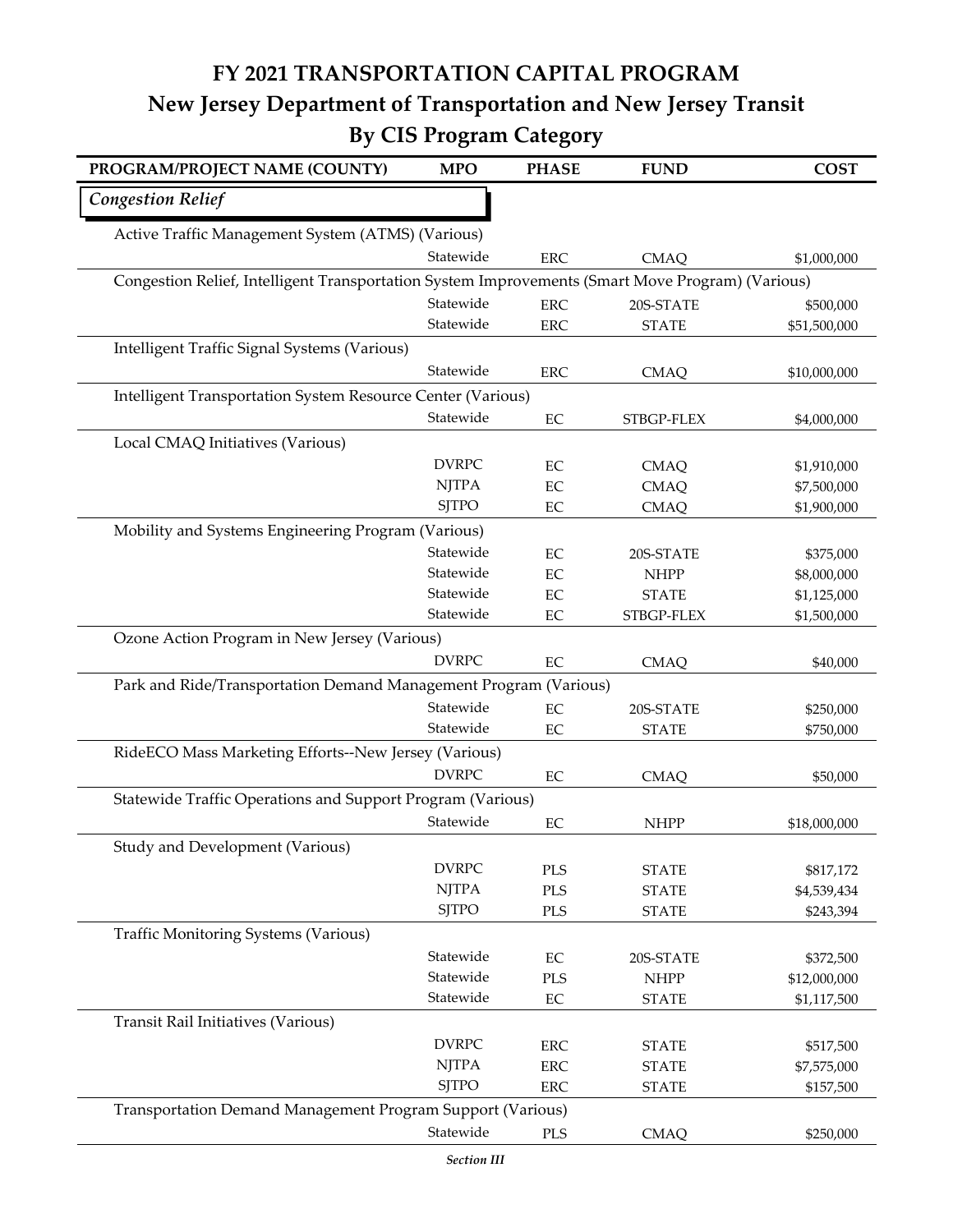# FY 2021 TRANSPORTATION CAPITAL PROGRAM

## New Jersey Department of Transportation and New Jersey Transit

## By CIS Program Category

| PROGRAM/PROJECT NAME (COUNTY) | MPO | PHASE | FUND | COST |
|---|---|---|---|---|
| ***Congestion Relief*** | | | | |
| Active Traffic Management System (ATMS) (Various) | | | | |
| | Statewide | ERC | CMAQ | $1,000,000 |
| Congestion Relief, Intelligent Transportation System Improvements (Smart Move Program) (Various) | | | | |
| | Statewide | ERC | 20S-STATE | $500,000 |
| | Statewide | ERC | STATE | $51,500,000 |
| Intelligent Traffic Signal Systems (Various) | | | | |
| | Statewide | ERC | CMAQ | $10,000,000 |
| Intelligent Transportation System Resource Center (Various) | | | | |
| | Statewide | EC | STBGP-FLEX | $4,000,000 |
| Local CMAQ Initiatives (Various) | | | | |
| | DVRPC | EC | CMAQ | $1,910,000 |
| | NJTPA | EC | CMAQ | $7,500,000 |
| | SJTPO | EC | CMAQ | $1,900,000 |
| Mobility and Systems Engineering Program (Various) | | | | |
| | Statewide | EC | 20S-STATE | $375,000 |
| | Statewide | EC | NHPP | $8,000,000 |
| | Statewide | EC | STATE | $1,125,000 |
| | Statewide | EC | STBGP-FLEX | $1,500,000 |
| Ozone Action Program in New Jersey (Various) | | | | |
| | DVRPC | EC | CMAQ | $40,000 |
| Park and Ride/Transportation Demand Management Program (Various) | | | | |
| | Statewide | EC | 20S-STATE | $250,000 |
| | Statewide | EC | STATE | $750,000 |
| RideECO Mass Marketing Efforts--New Jersey (Various) | | | | |
| | DVRPC | EC | CMAQ | $50,000 |
| Statewide Traffic Operations and Support Program (Various) | | | | |
| | Statewide | EC | NHPP | $18,000,000 |
| Study and Development (Various) | | | | |
| | DVRPC | PLS | STATE | $817,172 |
| | NJTPA | PLS | STATE | $4,539,434 |
| | SJTPO | PLS | STATE | $243,394 |
| Traffic Monitoring Systems (Various) | | | | |
| | Statewide | EC | 20S-STATE | $372,500 |
| | Statewide | PLS | NHPP | $12,000,000 |
| | Statewide | EC | STATE | $1,117,500 |
| Transit Rail Initiatives (Various) | | | | |
| | DVRPC | ERC | STATE | $517,500 |
| | NJTPA | ERC | STATE | $7,575,000 |
| | SJTPO | ERC | STATE | $157,500 |
| Transportation Demand Management Program Support (Various) | | | | |
| | Statewide | PLS | CMAQ | $250,000 |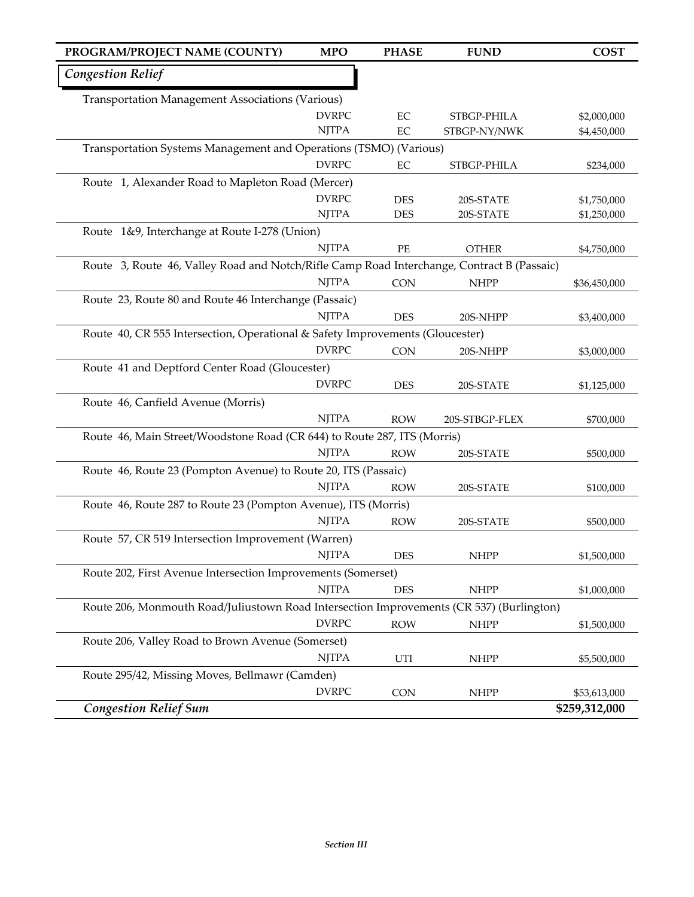| PROGRAM/PROJECT NAME (COUNTY) | MPO | PHASE | FUND | COST |
|---|---|---|---|---|
| ***Congestion Relief*** | | | | |
| Transportation Management Associations (Various) | | | | |
| | DVRPC | EC | STBGP-PHILA | $2,000,000 |
| | NJTPA | EC | STBGP-NY/NWK | $4,450,000 |
| Transportation Systems Management and Operations (TSMO) (Various) | | | | |
| | DVRPC | EC | STBGP-PHILA | $234,000 |
| Route 1, Alexander Road to Mapleton Road (Mercer) | | | | |
| | DVRPC | DES | 20S-STATE | $1,750,000 |
| | NJTPA | DES | 20S-STATE | $1,250,000 |
| Route 1&9, Interchange at Route I-278 (Union) | | | | |
| | NJTPA | PE | OTHER | $4,750,000 |
| Route 3, Route 46, Valley Road and Notch/Rifle Camp Road Interchange, Contract B (Passaic) | | | | |
| | NJTPA | CON | NHPP | $36,450,000 |
| Route 23, Route 80 and Route 46 Interchange (Passaic) | | | | |
| | NJTPA | DES | 20S-NHPP | $3,400,000 |
| Route 40, CR 555 Intersection, Operational & Safety Improvements (Gloucester) | | | | |
| | DVRPC | CON | 20S-NHPP | $3,000,000 |
| Route 41 and Deptford Center Road (Gloucester) | | | | |
| | DVRPC | DES | 20S-STATE | $1,125,000 |
| Route 46, Canfield Avenue (Morris) | | | | |
| | NJTPA | ROW | 20S-STBGP-FLEX | $700,000 |
| Route 46, Main Street/Woodstone Road (CR 644) to Route 287, ITS (Morris) | | | | |
| | NJTPA | ROW | 20S-STATE | $500,000 |
| Route 46, Route 23 (Pompton Avenue) to Route 20, ITS (Passaic) | | | | |
| | NJTPA | ROW | 20S-STATE | $100,000 |
| Route 46, Route 287 to Route 23 (Pompton Avenue), ITS (Morris) | | | | |
| | NJTPA | ROW | 20S-STATE | $500,000 |
| Route 57, CR 519 Intersection Improvement (Warren) | | | | |
| | NJTPA | DES | NHPP | $1,500,000 |
| Route 202, First Avenue Intersection Improvements (Somerset) | | | | |
| | NJTPA | DES | NHPP | $1,000,000 |
| Route 206, Monmouth Road/Juliustown Road Intersection Improvements (CR 537) (Burlington) | | | | |
| | DVRPC | ROW | NHPP | $1,500,000 |
| Route 206, Valley Road to Brown Avenue (Somerset) | | | | |
| | NJTPA | UTI | NHPP | $5,500,000 |
| Route 295/42, Missing Moves, Bellmawr (Camden) | | | | |
| | DVRPC | CON | NHPP | $53,613,000 |
| ***Congestion Relief Sum*** | | | | **$259,312,000** |